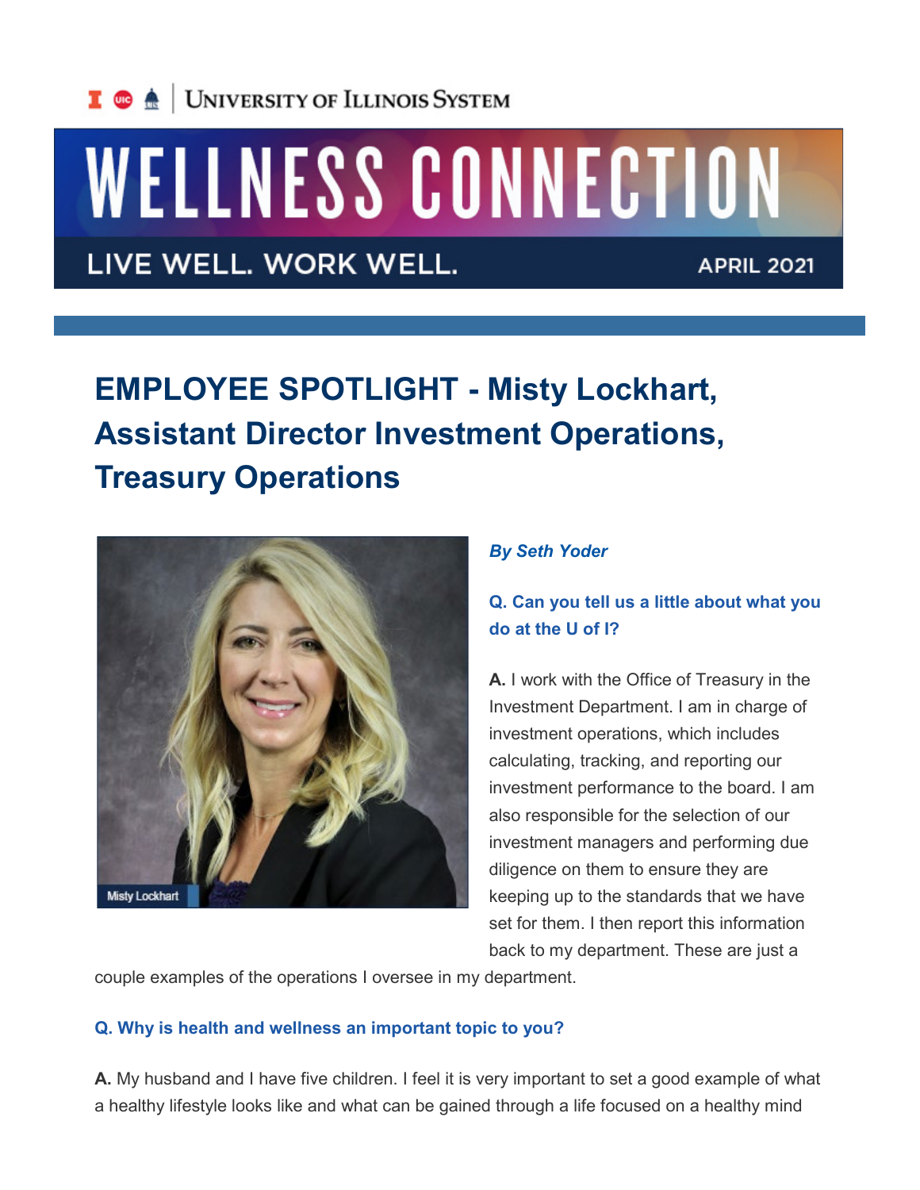University of Illinois System

# WELLNESS CONNECTION

LIVE WELL. WORK WELL. APRIL 2021

## EMPLOYEE SPOTLIGHT - Misty Lockhart, Assistant Director Investment Operations, Treasury Operations

Misty Lockhart

***By Seth Yoder***

**Q. Can you tell us a little about what you do at the U of I?**

**A.** I work with the Office of Treasury in the Investment Department. I am in charge of investment operations, which includes calculating, tracking, and reporting our investment performance to the board. I am also responsible for the selection of our investment managers and performing due diligence on them to ensure they are keeping up to the standards that we have set for them. I then report this information back to my department. These are just a couple examples of the operations I oversee in my department.

**Q. Why is health and wellness an important topic to you?**

**A.** My husband and I have five children. I feel it is very important to set a good example of what a healthy lifestyle looks like and what can be gained through a life focused on a healthy mind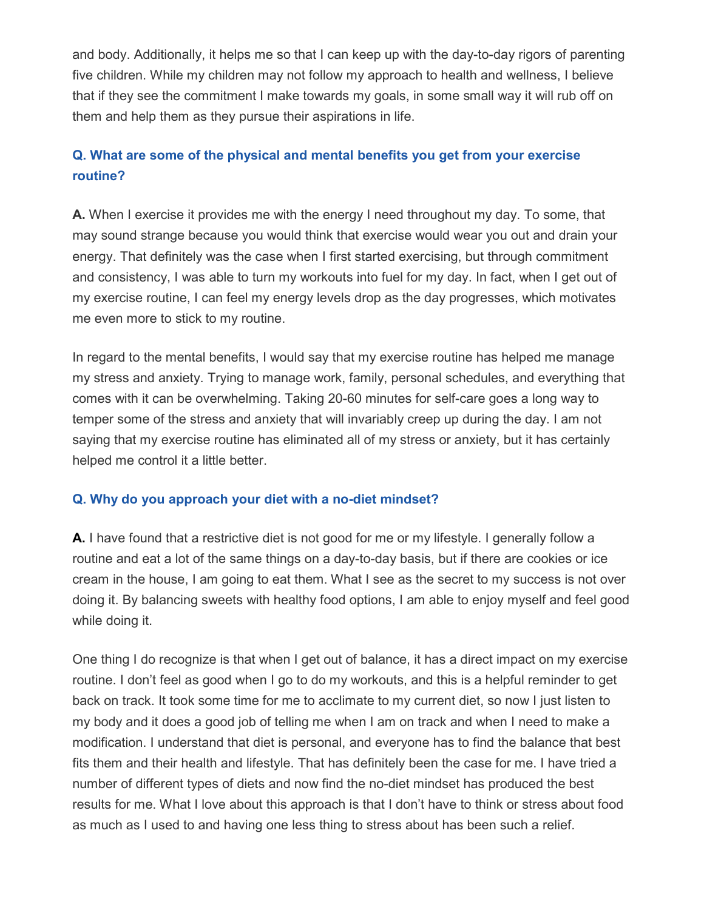and body. Additionally, it helps me so that I can keep up with the day-to-day rigors of parenting five children. While my children may not follow my approach to health and wellness, I believe that if they see the commitment I make towards my goals, in some small way it will rub off on them and help them as they pursue their aspirations in life.

### Q. What are some of the physical and mental benefits you get from your exercise routine?

**A.** When I exercise it provides me with the energy I need throughout my day. To some, that may sound strange because you would think that exercise would wear you out and drain your energy. That definitely was the case when I first started exercising, but through commitment and consistency, I was able to turn my workouts into fuel for my day. In fact, when I get out of my exercise routine, I can feel my energy levels drop as the day progresses, which motivates me even more to stick to my routine.

In regard to the mental benefits, I would say that my exercise routine has helped me manage my stress and anxiety. Trying to manage work, family, personal schedules, and everything that comes with it can be overwhelming. Taking 20-60 minutes for self-care goes a long way to temper some of the stress and anxiety that will invariably creep up during the day. I am not saying that my exercise routine has eliminated all of my stress or anxiety, but it has certainly helped me control it a little better.

### Q. Why do you approach your diet with a no-diet mindset?

**A.** I have found that a restrictive diet is not good for me or my lifestyle. I generally follow a routine and eat a lot of the same things on a day-to-day basis, but if there are cookies or ice cream in the house, I am going to eat them. What I see as the secret to my success is not over doing it. By balancing sweets with healthy food options, I am able to enjoy myself and feel good while doing it.

One thing I do recognize is that when I get out of balance, it has a direct impact on my exercise routine. I don't feel as good when I go to do my workouts, and this is a helpful reminder to get back on track. It took some time for me to acclimate to my current diet, so now I just listen to my body and it does a good job of telling me when I am on track and when I need to make a modification. I understand that diet is personal, and everyone has to find the balance that best fits them and their health and lifestyle. That has definitely been the case for me. I have tried a number of different types of diets and now find the no-diet mindset has produced the best results for me. What I love about this approach is that I don't have to think or stress about food as much as I used to and having one less thing to stress about has been such a relief.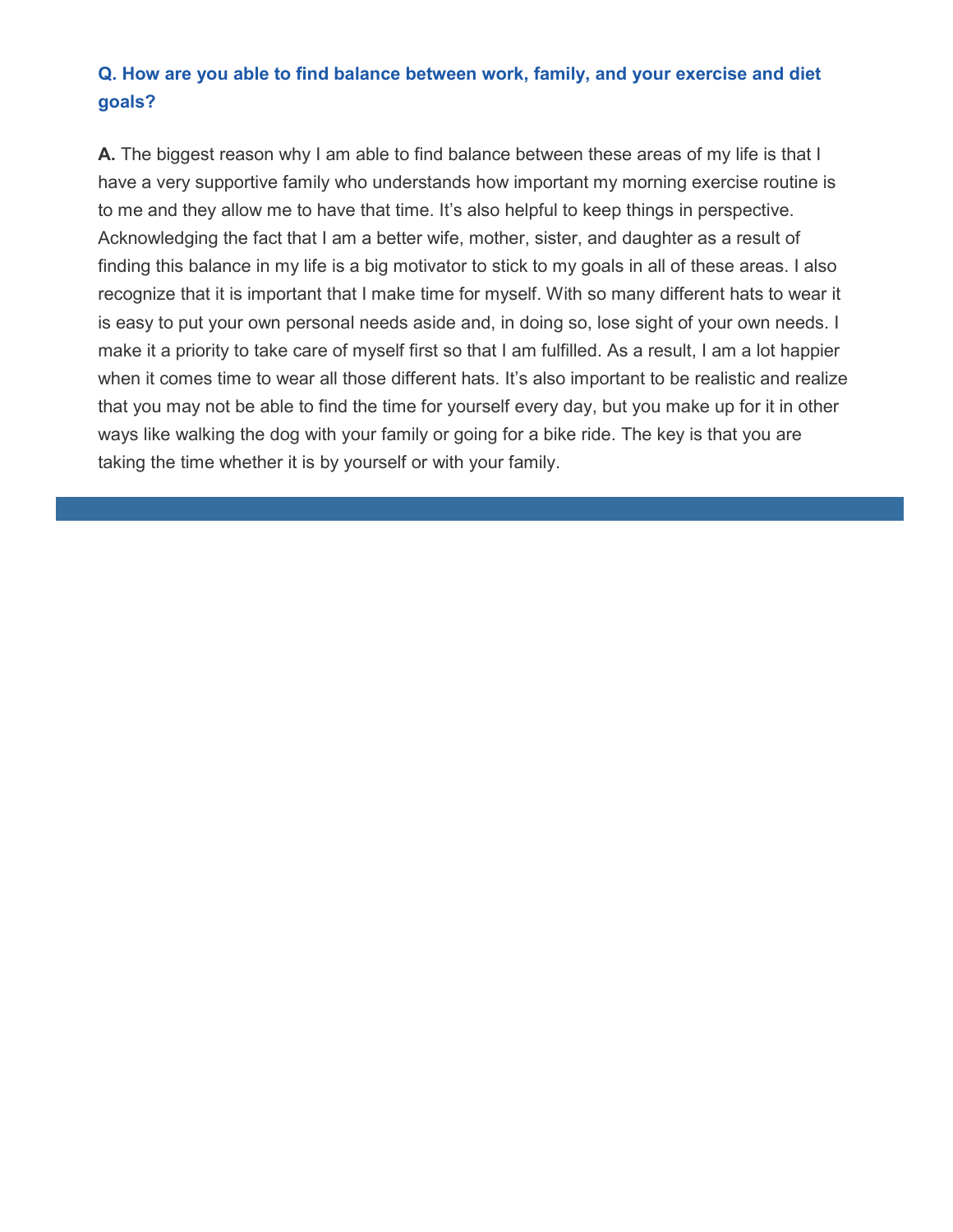**Q. How are you able to find balance between work, family, and your exercise and diet goals?**

**A.** The biggest reason why I am able to find balance between these areas of my life is that I have a very supportive family who understands how important my morning exercise routine is to me and they allow me to have that time. It's also helpful to keep things in perspective. Acknowledging the fact that I am a better wife, mother, sister, and daughter as a result of finding this balance in my life is a big motivator to stick to my goals in all of these areas. I also recognize that it is important that I make time for myself. With so many different hats to wear it is easy to put your own personal needs aside and, in doing so, lose sight of your own needs. I make it a priority to take care of myself first so that I am fulfilled. As a result, I am a lot happier when it comes time to wear all those different hats. It's also important to be realistic and realize that you may not be able to find the time for yourself every day, but you make up for it in other ways like walking the dog with your family or going for a bike ride. The key is that you are taking the time whether it is by yourself or with your family.